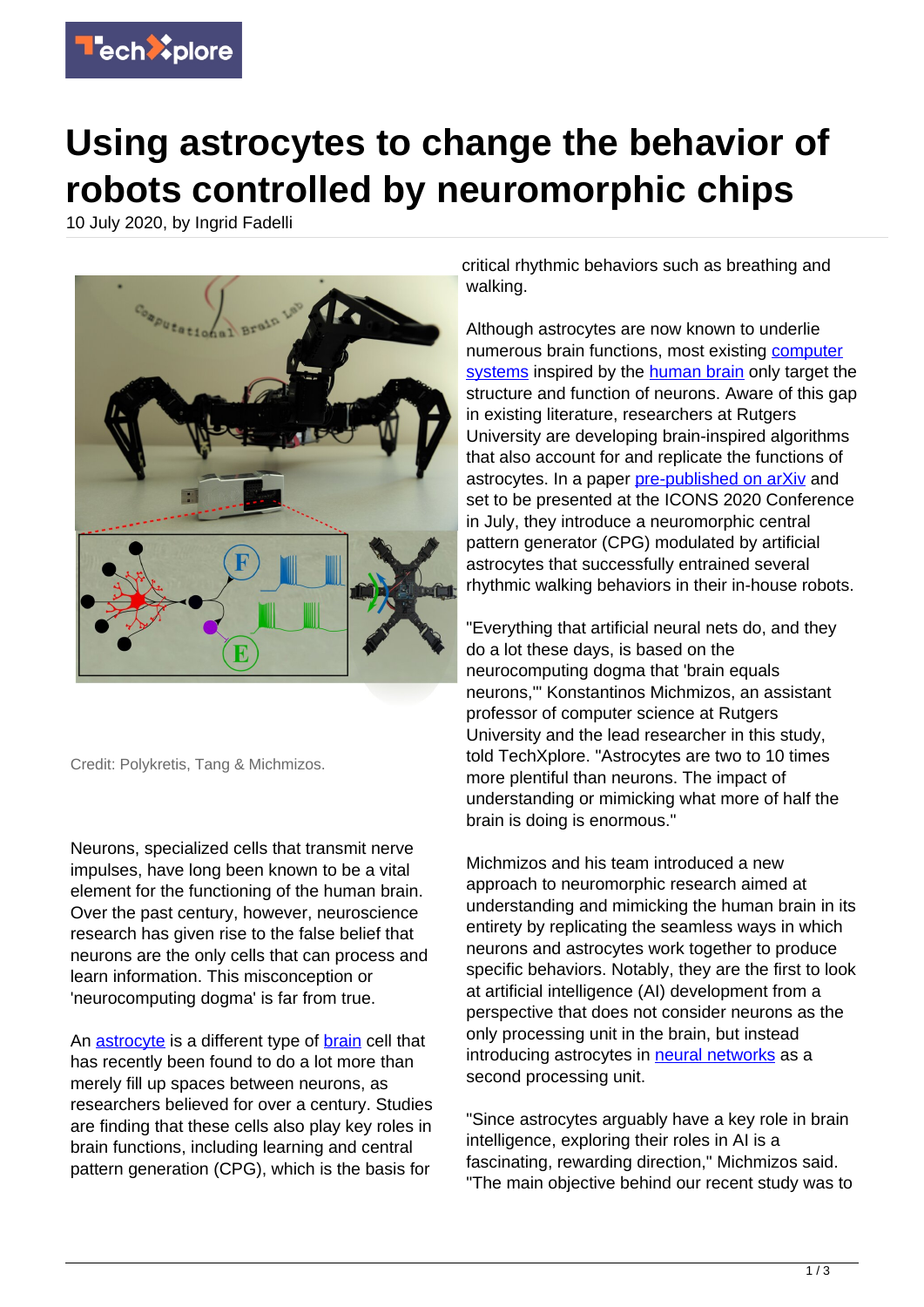# Using astrocytes to change the behavior of robots controlled by neuromorphic chips

10 July 2020, by Ingrid Fadelli

Credit: Polykretis, Tang & Michmizos.

Neurons, specialized cells that transmit nerve impulses, have long been known to be a vital element for the functioning of the human brain. Over the past century, however, neuroscience research has given rise to the false belief that neurons are the only cells that can process and learn information. This misconception or 'neurocomputing dogma' is far from true.

An astrocyte is a different type of brain cell that has recently been found to do a lot more than merely fill up spaces between neurons, as researchers believed for over a century. Studies are finding that these cells also play key roles in brain functions, including learning and central pattern generation (CPG), which is the basis for critical rhythmic behaviors such as breathing and walking.

Although astrocytes are now known to underlie numerous brain functions, most existing computer systems inspired by the human brain only target the structure and function of neurons. Aware of this gap in existing literature, researchers at Rutgers University are developing brain-inspired algorithms that also account for and replicate the functions of astrocytes. In a paper pre-published on arXiv and set to be presented at the ICONS 2020 Conference in July, they introduce a neuromorphic central pattern generator (CPG) modulated by artificial astrocytes that successfully entrained several rhythmic walking behaviors in their in-house robots.

"Everything that artificial neural nets do, and they do a lot these days, is based on the neurocomputing dogma that 'brain equals neurons,'" Konstantinos Michmizos, an assistant professor of computer science at Rutgers University and the lead researcher in this study, told TechXplore. "Astrocytes are two to 10 times more plentiful than neurons. The impact of understanding or mimicking what more of half the brain is doing is enormous."

Michmizos and his team introduced a new approach to neuromorphic research aimed at understanding and mimicking the human brain in its entirety by replicating the seamless ways in which neurons and astrocytes work together to produce specific behaviors. Notably, they are the first to look at artificial intelligence (AI) development from a perspective that does not consider neurons as the only processing unit in the brain, but instead introducing astrocytes in neural networks as a second processing unit.

"Since astrocytes arguably have a key role in brain intelligence, exploring their roles in AI is a fascinating, rewarding direction," Michmizos said. "The main objective behind our recent study was to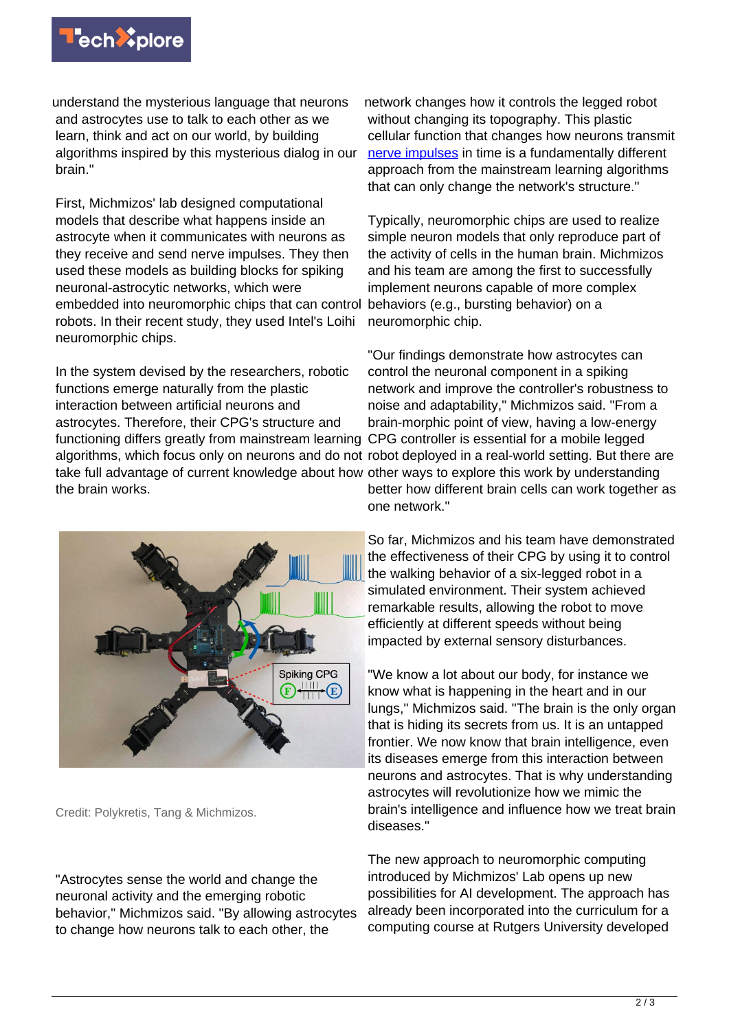understand the mysterious language that neurons and astrocytes use to talk to each other as we learn, think and act on our world, by building algorithms inspired by this mysterious dialog in our brain."

First, Michmizos' lab designed computational models that describe what happens inside an astrocyte when it communicates with neurons as they receive and send nerve impulses. They then used these models as building blocks for spiking neuronal-astrocytic networks, which were embedded into neuromorphic chips that can control robots. In their recent study, they used Intel's Loihi neuromorphic chips.

In the system devised by the researchers, robotic functions emerge naturally from the plastic interaction between artificial neurons and astrocytes. Therefore, their CPG's structure and functioning differs greatly from mainstream learning algorithms, which focus only on neurons and do not take full advantage of current knowledge about how the brain works.

Credit: Polykretis, Tang & Michmizos.

"Astrocytes sense the world and change the neuronal activity and the emerging robotic behavior," Michmizos said. "By allowing astrocytes to change how neurons talk to each other, the network changes how it controls the legged robot without changing its topography. This plastic cellular function that changes how neurons transmit nerve impulses in time is a fundamentally different approach from the mainstream learning algorithms that can only change the network's structure."

Typically, neuromorphic chips are used to realize simple neuron models that only reproduce part of the activity of cells in the human brain. Michmizos and his team are among the first to successfully implement neurons capable of more complex behaviors (e.g., bursting behavior) on a neuromorphic chip.

"Our findings demonstrate how astrocytes can control the neuronal component in a spiking network and improve the controller's robustness to noise and adaptability," Michmizos said. "From a brain-morphic point of view, having a low-energy CPG controller is essential for a mobile legged robot deployed in a real-world setting. But there are other ways to explore this work by understanding better how different brain cells can work together as one network."

So far, Michmizos and his team have demonstrated the effectiveness of their CPG by using it to control the walking behavior of a six-legged robot in a simulated environment. Their system achieved remarkable results, allowing the robot to move efficiently at different speeds without being impacted by external sensory disturbances.

"We know a lot about our body, for instance we know what is happening in the heart and in our lungs," Michmizos said. "The brain is the only organ that is hiding its secrets from us. It is an untapped frontier. We now know that brain intelligence, even its diseases emerge from this interaction between neurons and astrocytes. That is why understanding astrocytes will revolutionize how we mimic the brain's intelligence and influence how we treat brain diseases."

The new approach to neuromorphic computing introduced by Michmizos' Lab opens up new possibilities for AI development. The approach has already been incorporated into the curriculum for a computing course at Rutgers University developed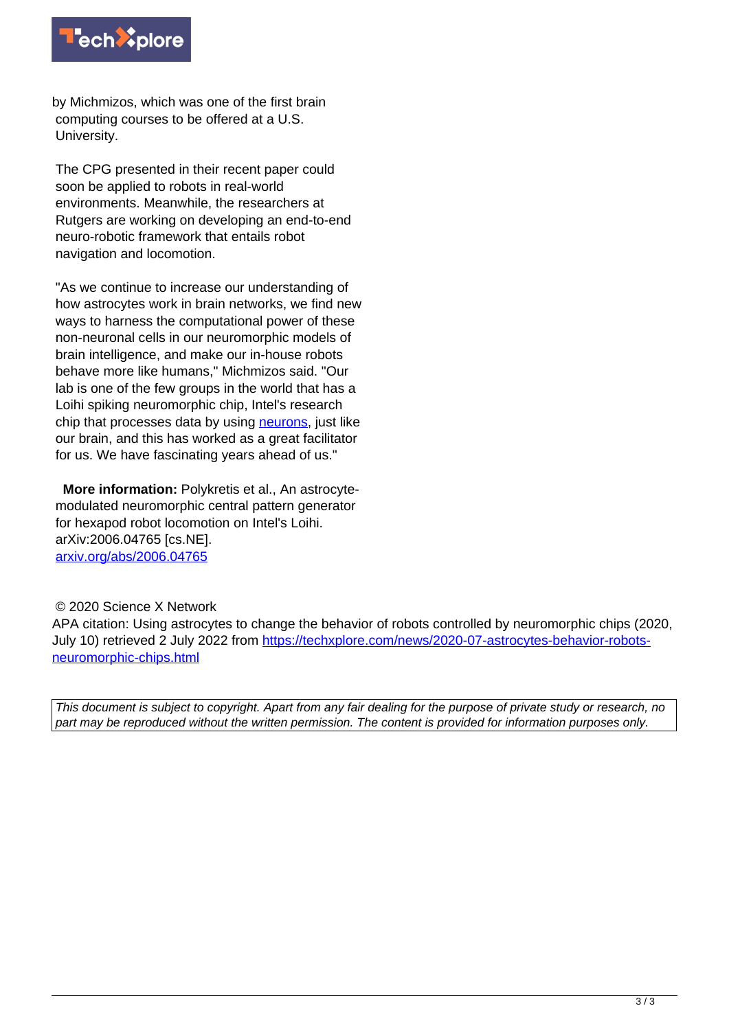by Michmizos, which was one of the first brain computing courses to be offered at a U.S. University.

The CPG presented in their recent paper could soon be applied to robots in real-world environments. Meanwhile, the researchers at Rutgers are working on developing an end-to-end neuro-robotic framework that entails robot navigation and locomotion.

"As we continue to increase our understanding of how astrocytes work in brain networks, we find new ways to harness the computational power of these non-neuronal cells in our neuromorphic models of brain intelligence, and make our in-house robots behave more like humans," Michmizos said. "Our lab is one of the few groups in the world that has a Loihi spiking neuromorphic chip, Intel's research chip that processes data by using neurons, just like our brain, and this has worked as a great facilitator for us. We have fascinating years ahead of us."

**More information:** Polykretis et al., An astrocyte-modulated neuromorphic central pattern generator for hexapod robot locomotion on Intel's Loihi. arXiv:2006.04765 [cs.NE]. arxiv.org/abs/2006.04765

© 2020 Science X Network

APA citation: Using astrocytes to change the behavior of robots controlled by neuromorphic chips (2020, July 10) retrieved 2 July 2022 from https://techxplore.com/news/2020-07-astrocytes-behavior-robots-neuromorphic-chips.html

*This document is subject to copyright. Apart from any fair dealing for the purpose of private study or research, no part may be reproduced without the written permission. The content is provided for information purposes only.*